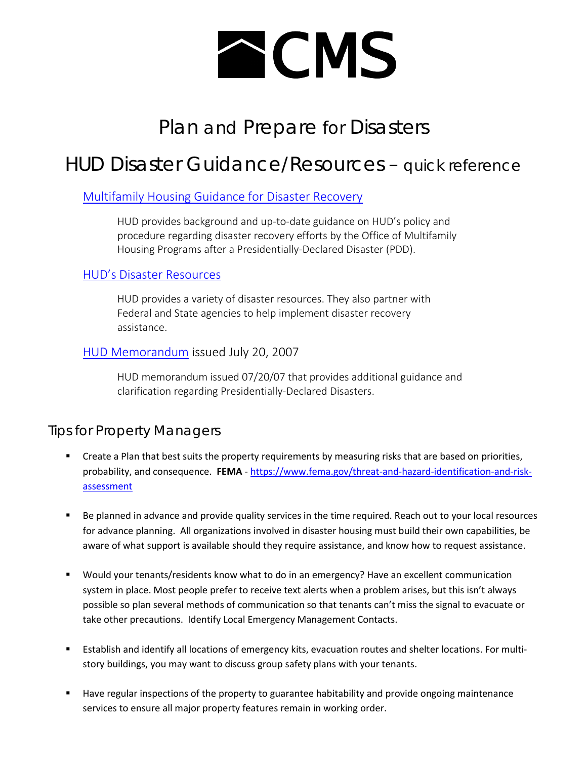# CMS

# Plan and Prepare for Disasters

## HUD Disaster Guidance/Resources – quick reference

### Multifamily Housing Guidance for Disaster Recovery

HUD provides background and up-to-date guidance on HUD's policy and procedure regarding disaster recovery efforts by the Office of Multifamily Housing Programs after a Presidentially-Declared Disaster (PDD).

### HUD's Disaster Resources

HUD provides a variety of disaster resources. They also partner with Federal and State agencies to help implement disaster recovery assistance.

### HUD Memorandum issued July 20, 2007

HUD memorandum issued 07/20/07 that provides additional guidance and clarification regarding Presidentially-Declared Disasters.

## Tips for Property Managers

- Create a Plan that best suits the property requirements by measuring risks that are based on priorities, probability, and consequence. **FEMA** - https://www.fema.gov/threat-and-hazard-identification-and-risk-assessment

- Be planned in advance and provide quality services in the time required. Reach out to your local resources for advance planning. All organizations involved in disaster housing must build their own capabilities, be aware of what support is available should they require assistance, and know how to request assistance.

- Would your tenants/residents know what to do in an emergency? Have an excellent communication system in place. Most people prefer to receive text alerts when a problem arises, but this isn't always possible so plan several methods of communication so that tenants can't miss the signal to evacuate or take other precautions. Identify Local Emergency Management Contacts.

- Establish and identify all locations of emergency kits, evacuation routes and shelter locations. For multi-story buildings, you may want to discuss group safety plans with your tenants.

- Have regular inspections of the property to guarantee habitability and provide ongoing maintenance services to ensure all major property features remain in working order.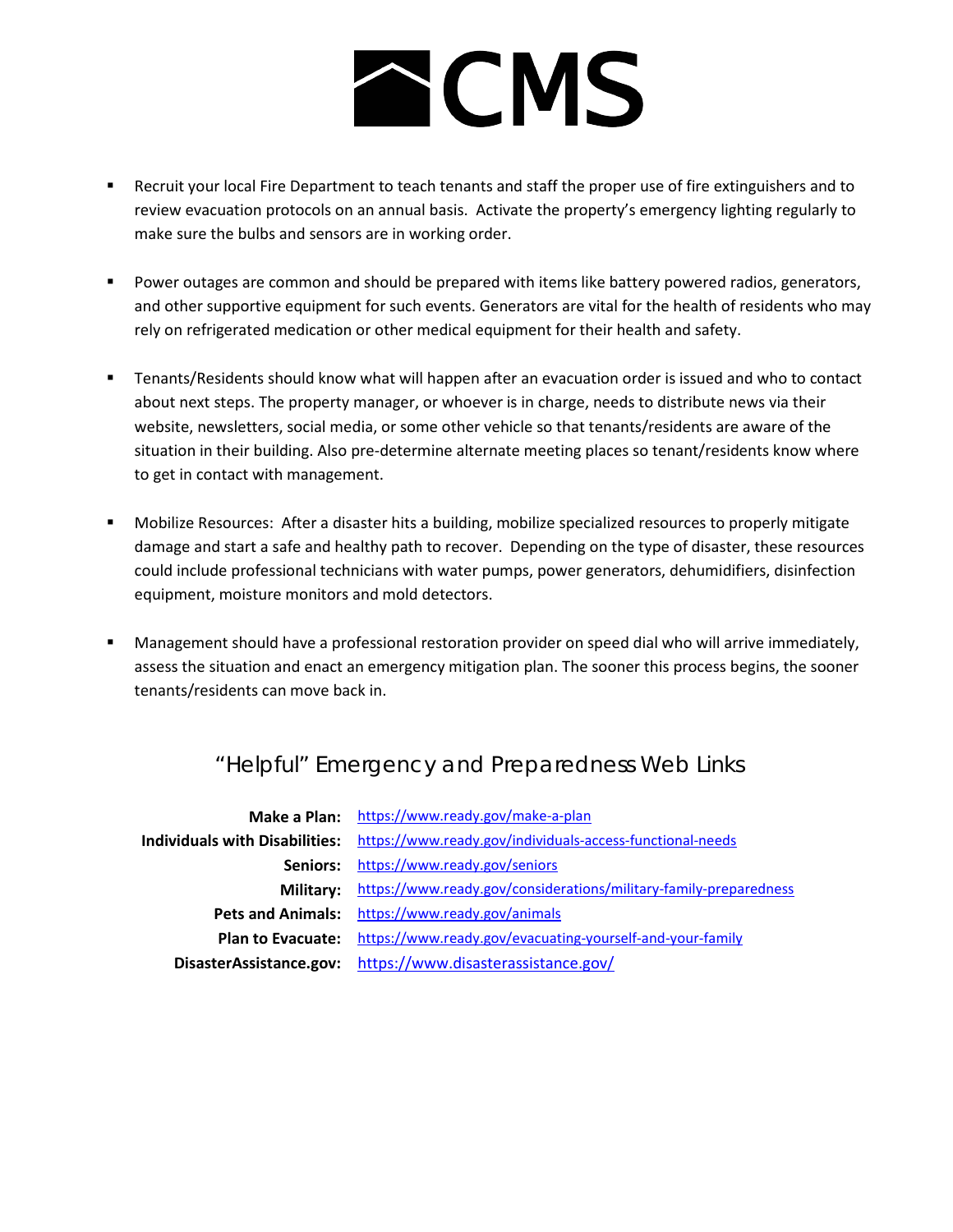# CMS

- Recruit your local Fire Department to teach tenants and staff the proper use of fire extinguishers and to review evacuation protocols on an annual basis. Activate the property's emergency lighting regularly to make sure the bulbs and sensors are in working order.

- Power outages are common and should be prepared with items like battery powered radios, generators, and other supportive equipment for such events. Generators are vital for the health of residents who may rely on refrigerated medication or other medical equipment for their health and safety.

- Tenants/Residents should know what will happen after an evacuation order is issued and who to contact about next steps. The property manager, or whoever is in charge, needs to distribute news via their website, newsletters, social media, or some other vehicle so that tenants/residents are aware of the situation in their building. Also pre-determine alternate meeting places so tenant/residents know where to get in contact with management.

- Mobilize Resources: After a disaster hits a building, mobilize specialized resources to properly mitigate damage and start a safe and healthy path to recover. Depending on the type of disaster, these resources could include professional technicians with water pumps, power generators, dehumidifiers, disinfection equipment, moisture monitors and mold detectors.

- Management should have a professional restoration provider on speed dial who will arrive immediately, assess the situation and enact an emergency mitigation plan. The sooner this process begins, the sooner tenants/residents can move back in.

## "Helpful" Emergency and Preparedness Web Links

| | |
|---|---|
| **Make a Plan:** | https://www.ready.gov/make-a-plan |
| **Individuals with Disabilities:** | https://www.ready.gov/individuals-access-functional-needs |
| **Seniors:** | https://www.ready.gov/seniors |
| **Military:** | https://www.ready.gov/considerations/military-family-preparedness |
| **Pets and Animals:** | https://www.ready.gov/animals |
| **Plan to Evacuate:** | https://www.ready.gov/evacuating-yourself-and-your-family |
| **DisasterAssistance.gov:** | https://www.disasterassistance.gov/ |